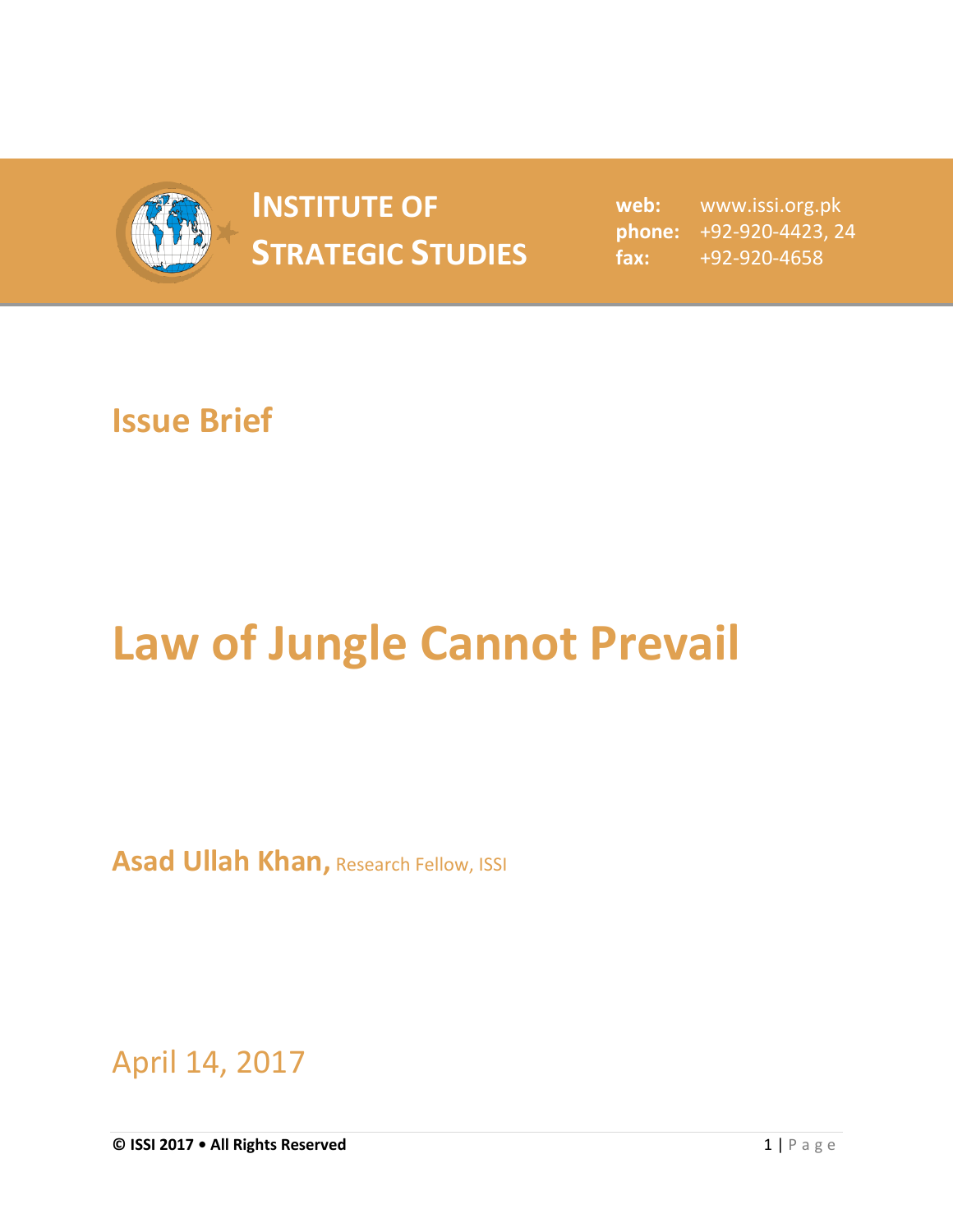# INSTITUTE OF STRATEGIC STUDIES

**web:** www.issi.org.pk
**phone:** +92-920-4423, 24
**fax:** +92-920-4658

## Issue Brief

# Law of Jungle Cannot Prevail

**Asad Ullah Khan,** Research Fellow, ISSI

April 14, 2017

**© ISSI 2017 • All Rights Reserved**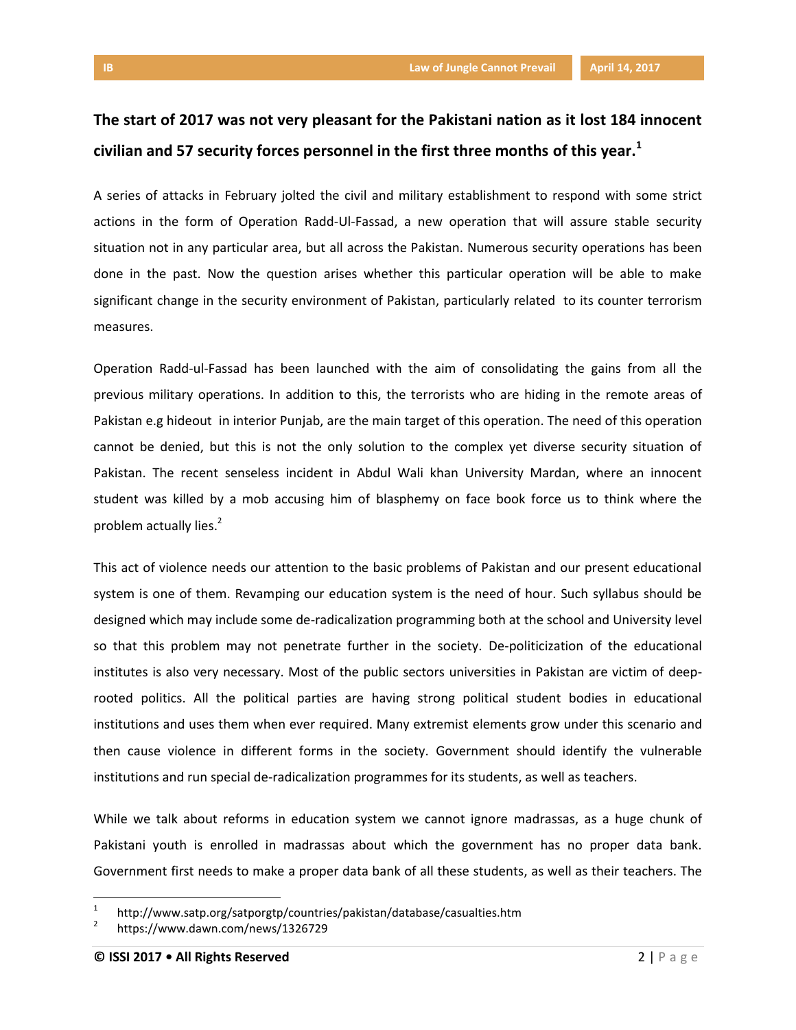**The start of 2017 was not very pleasant for the Pakistani nation as it lost 184 innocent civilian and 57 security forces personnel in the first three months of this year.[1]**

A series of attacks in February jolted the civil and military establishment to respond with some strict actions in the form of Operation Radd-Ul-Fassad, a new operation that will assure stable security situation not in any particular area, but all across the Pakistan. Numerous security operations has been done in the past. Now the question arises whether this particular operation will be able to make significant change in the security environment of Pakistan, particularly related to its counter terrorism measures.

Operation Radd-ul-Fassad has been launched with the aim of consolidating the gains from all the previous military operations. In addition to this, the terrorists who are hiding in the remote areas of Pakistan e.g hideout in interior Punjab, are the main target of this operation. The need of this operation cannot be denied, but this is not the only solution to the complex yet diverse security situation of Pakistan. The recent senseless incident in Abdul Wali khan University Mardan, where an innocent student was killed by a mob accusing him of blasphemy on face book force us to think where the problem actually lies.[2]

This act of violence needs our attention to the basic problems of Pakistan and our present educational system is one of them. Revamping our education system is the need of hour. Such syllabus should be designed which may include some de-radicalization programming both at the school and University level so that this problem may not penetrate further in the society. De-politicization of the educational institutes is also very necessary. Most of the public sectors universities in Pakistan are victim of deep-rooted politics. All the political parties are having strong political student bodies in educational institutions and uses them when ever required. Many extremist elements grow under this scenario and then cause violence in different forms in the society. Government should identify the vulnerable institutions and run special de-radicalization programmes for its students, as well as teachers.

While we talk about reforms in education system we cannot ignore madrassas, as a huge chunk of Pakistani youth is enrolled in madrassas about which the government has no proper data bank. Government first needs to make a proper data bank of all these students, as well as their teachers. The

[1] http://www.satp.org/satporgtp/countries/pakistan/database/casualties.htm

[2] https://www.dawn.com/news/1326729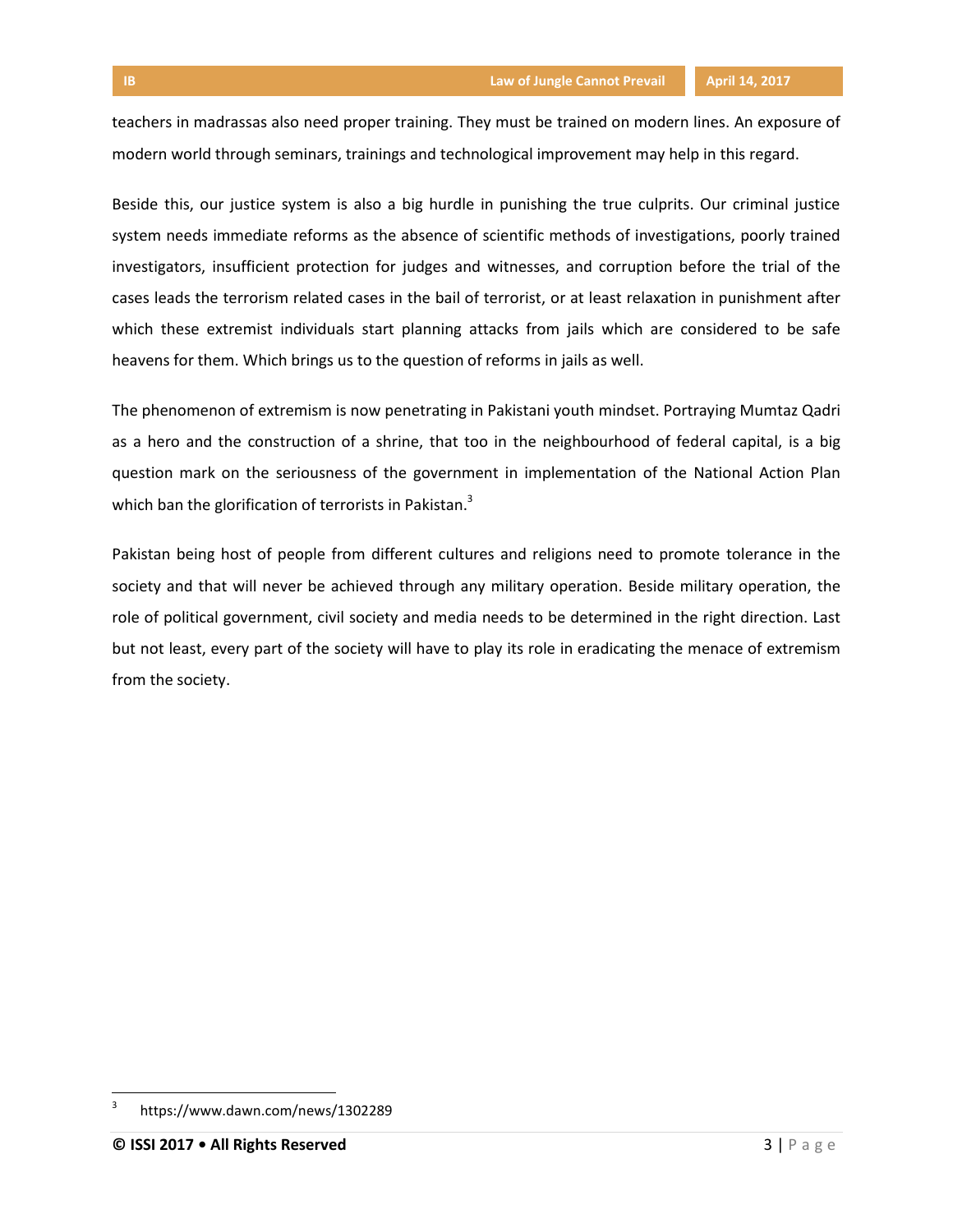teachers in madrassas also need proper training. They must be trained on modern lines. An exposure of modern world through seminars, trainings and technological improvement may help in this regard.

Beside this, our justice system is also a big hurdle in punishing the true culprits. Our criminal justice system needs immediate reforms as the absence of scientific methods of investigations, poorly trained investigators, insufficient protection for judges and witnesses, and corruption before the trial of the cases leads the terrorism related cases in the bail of terrorist, or at least relaxation in punishment after which these extremist individuals start planning attacks from jails which are considered to be safe heavens for them. Which brings us to the question of reforms in jails as well.

The phenomenon of extremism is now penetrating in Pakistani youth mindset. Portraying Mumtaz Qadri as a hero and the construction of a shrine, that too in the neighbourhood of federal capital, is a big question mark on the seriousness of the government in implementation of the National Action Plan which ban the glorification of terrorists in Pakistan.[3]

Pakistan being host of people from different cultures and religions need to promote tolerance in the society and that will never be achieved through any military operation. Beside military operation, the role of political government, civil society and media needs to be determined in the right direction. Last but not least, every part of the society will have to play its role in eradicating the menace of extremism from the society.

---

[3] https://www.dawn.com/news/1302289